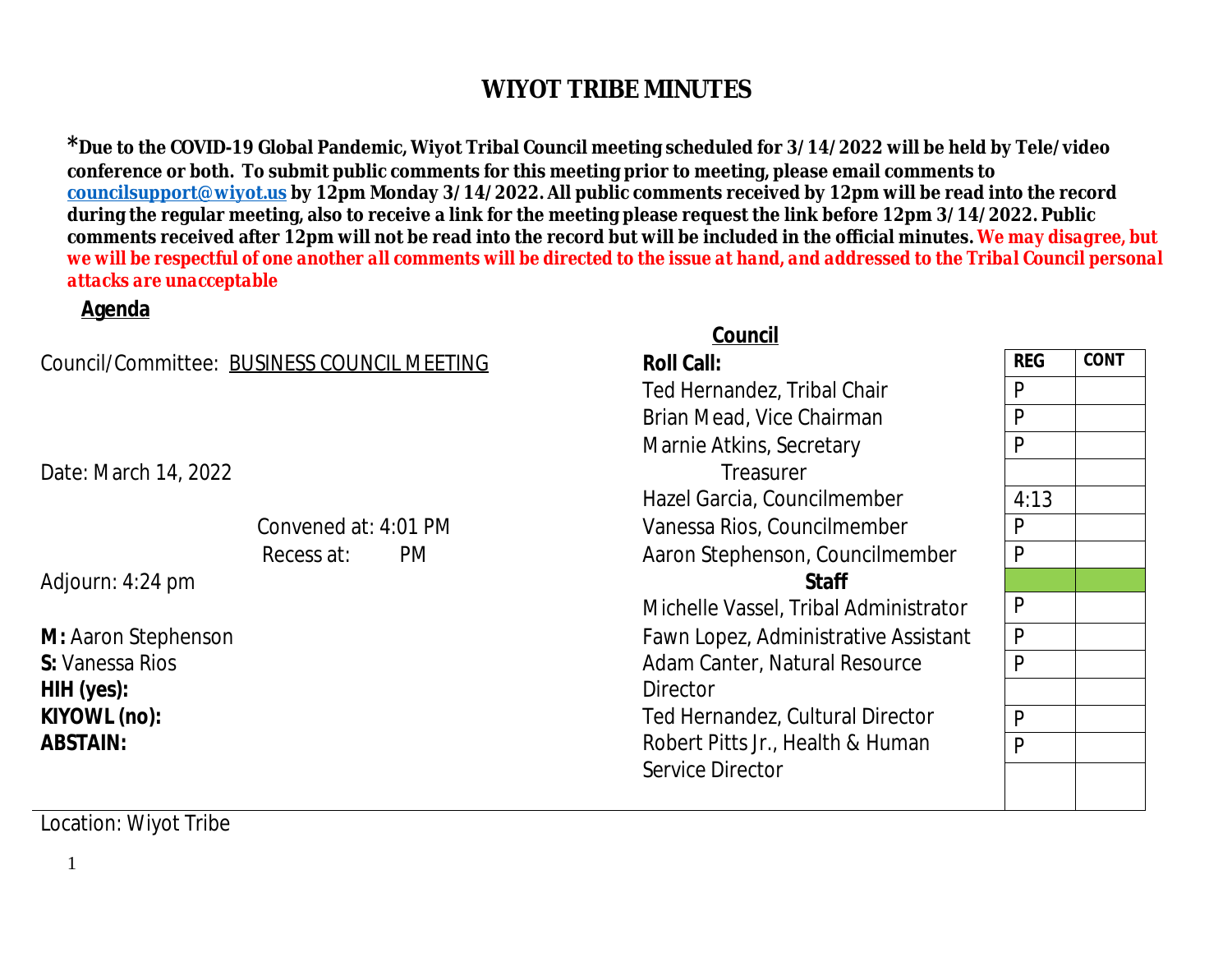# WIYOT TRIBE MINUTES

**\*Due to the COVID-19 Global Pandemic, Wiyot Tribal Council meeting scheduled for 3/14/2022 will be held by Tele/video conference or both. To submit public comments for this meeting prior to meeting, please email comments to [councilsupport@wiyot.us](mailto:councilsupport@wiyot.us) by 12pm Monday 3/14/2022. All public comments received by 12pm will be read into the record during the regular meeting, also to receive a link for the meeting please request the link before 12pm 3/14/2022. Public comments received after 12pm will not be read into the record but will be included in the official minutes.** ***We may disagree, but we will be respectful of one another all comments will be directed to the issue at hand, and addressed to the Tribal Council personal attacks are unacceptable***

**Agenda**

Council/Committee: BUSINESS COUNCIL MEETING

Date: March 14, 2022

Convened at: 4:01 PM

Recess at: PM

Adjourn: 4:24 pm

**M:** Aaron Stephenson
**S:** Vanessa Rios
**HIH (yes):**
**KIYOWL (no):**
**ABSTAIN:**

**Council**

| Roll Call: | REG | CONT |
|---|---|---|
| Ted Hernandez, Tribal Chair | P | |
| Brian Mead, Vice Chairman | P | |
| Marnie Atkins, Secretary | P | |
| Treasurer | | |
| Hazel Garcia, Councilmember | 4:13 | |
| Vanessa Rios, Councilmember | P | |
| Aaron Stephenson, Councilmember | P | |
| **Staff** | | |
| Michelle Vassel, Tribal Administrator | P | |
| Fawn Lopez, Administrative Assistant | P | |
| Adam Canter, Natural Resource Director | P | |
| Ted Hernandez, Cultural Director | P | |
| Robert Pitts Jr., Health & Human Service Director | P | |

Location: Wiyot Tribe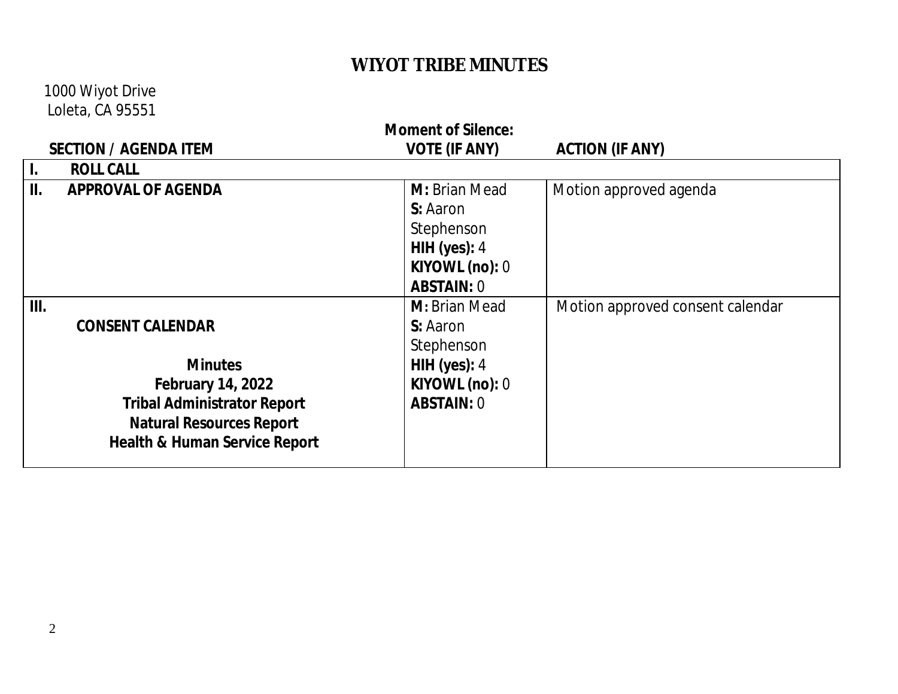# WIYOT TRIBE MINUTES

1000 Wiyot Drive
Loleta, CA 95551

**Moment of Silence:**

| SECTION / AGENDA ITEM | VOTE (IF ANY) | ACTION (IF ANY) |
|---|---|---|
| **I. ROLL CALL** | | |
| **II. APPROVAL OF AGENDA** | **M:** Brian Mead<br>**S:** Aaron Stephenson<br>**HIH (yes):** 4<br>**KIYOWL (no):** 0<br>**ABSTAIN:** 0 | Motion approved agenda |
| **III.**<br>**CONSENT CALENDAR**<br>**Minutes**<br>**February 14, 2022**<br>**Tribal Administrator Report**<br>**Natural Resources Report**<br>**Health & Human Service Report** | **M:** Brian Mead<br>**S:** Aaron Stephenson<br>**HIH (yes):** 4<br>**KIYOWL (no):** 0<br>**ABSTAIN:** 0 | Motion approved consent calendar |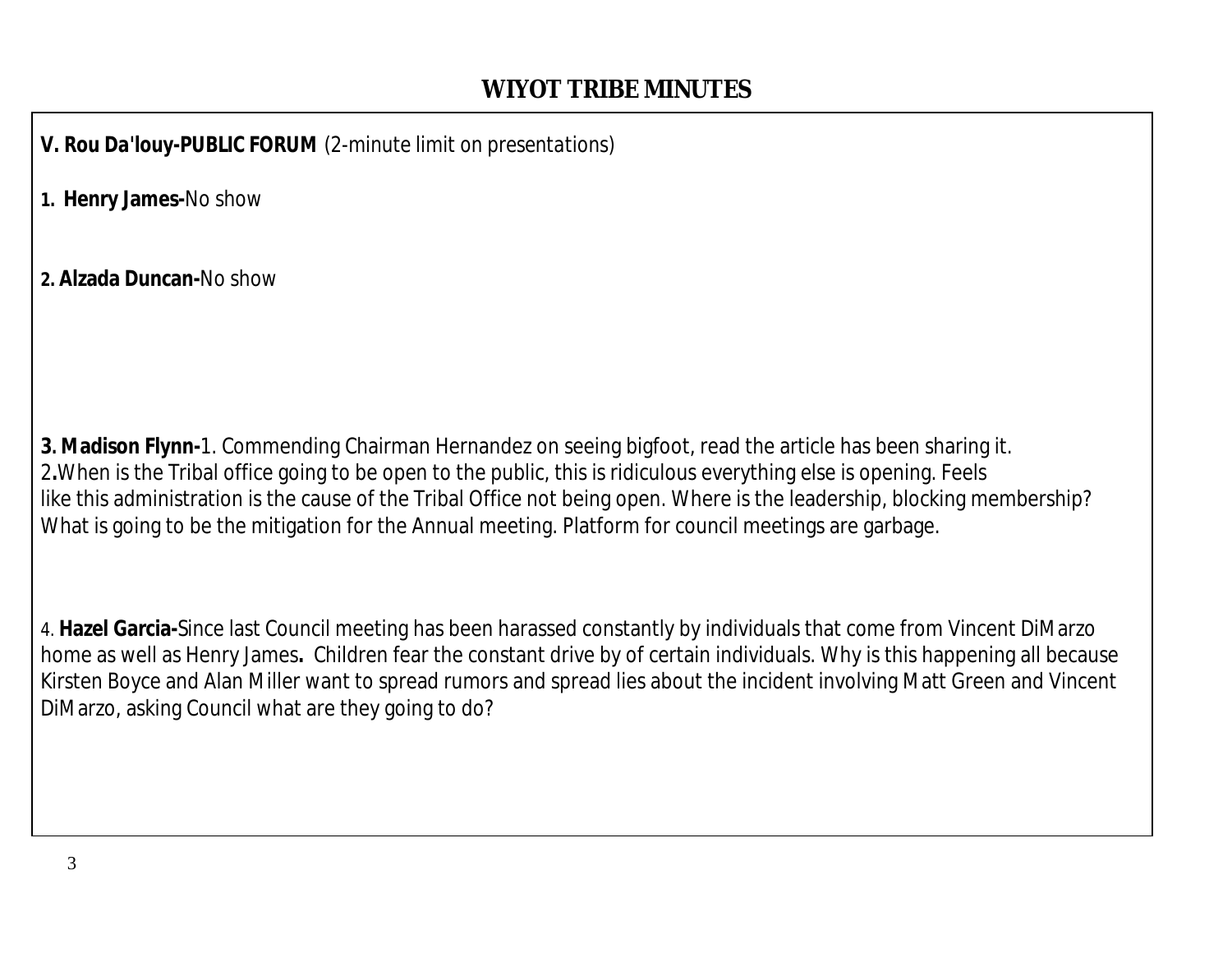## WIYOT TRIBE MINUTES

**V. Rou Da'louy-PUBLIC FORUM** (2-minute limit on presentations)

**1. Henry James-**No show

**2. Alzada Duncan-**No show

**3. Madison Flynn-**1. Commending Chairman Hernandez on seeing bigfoot, read the article has been sharing it.
2**.**When is the Tribal office going to be open to the public, this is ridiculous everything else is opening. Feels like this administration is the cause of the Tribal Office not being open. Where is the leadership, blocking membership? What is going to be the mitigation for the Annual meeting. Platform for council meetings are garbage.

4. **Hazel Garcia-**Since last Council meeting has been harassed constantly by individuals that come from Vincent DiMarzo home as well as Henry James**.** Children fear the constant drive by of certain individuals. Why is this happening all because Kirsten Boyce and Alan Miller want to spread rumors and spread lies about the incident involving Matt Green and Vincent DiMarzo, asking Council what are they going to do?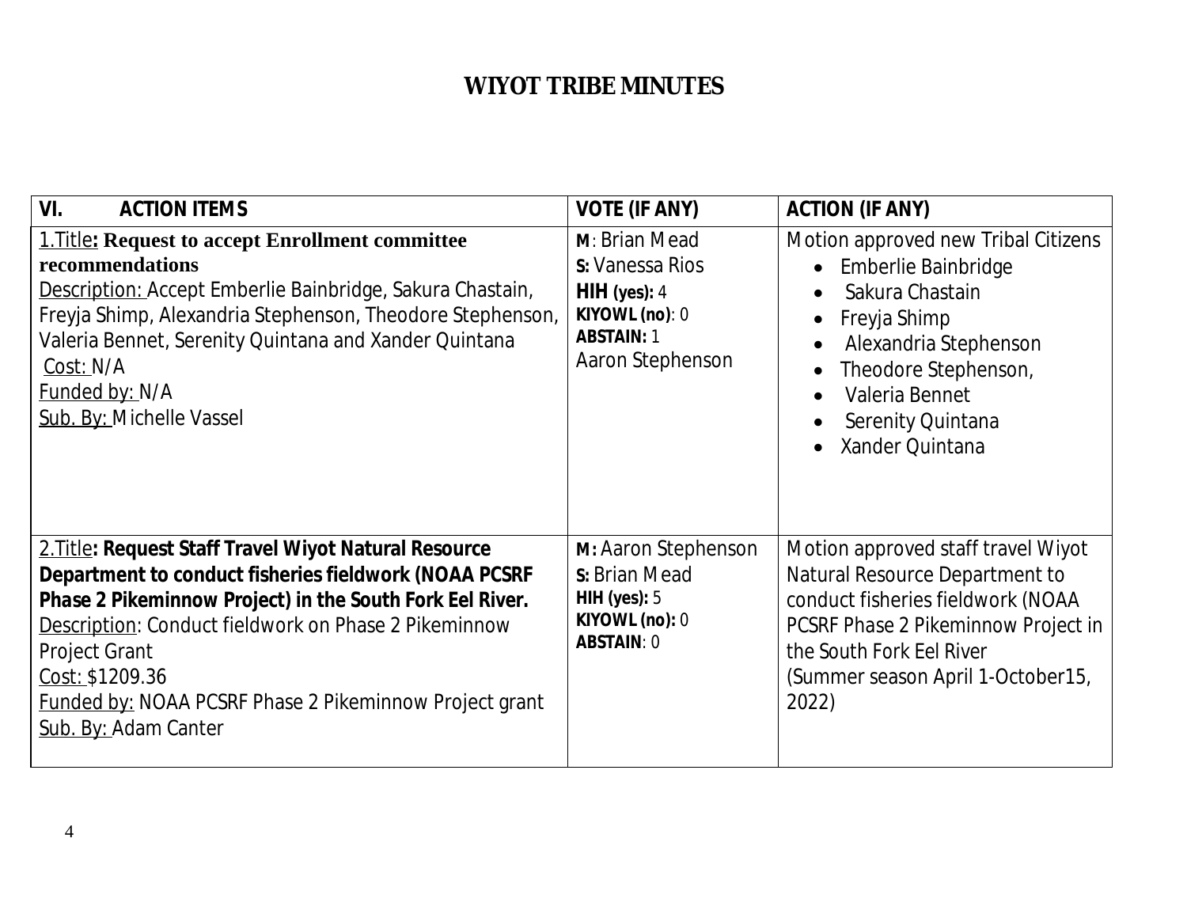# WIYOT TRIBE MINUTES

| VI. ACTION ITEMS | VOTE (IF ANY) | ACTION (IF ANY) |
|---|---|---|
| 1.Title: **Request to accept Enrollment committee recommendations**<br>Description: Accept Emberlie Bainbridge, Sakura Chastain, Freyja Shimp, Alexandria Stephenson, Theodore Stephenson, Valeria Bennet, Serenity Quintana and Xander Quintana<br>Cost: N/A<br>Funded by: N/A<br>Sub. By: Michelle Vassel | **M**: Brian Mead<br>**S:** Vanessa Rios<br>**HIH (yes):** 4<br>**KIYOWL (no)**: 0<br>**ABSTAIN:** 1<br>Aaron Stephenson | Motion approved new Tribal Citizens<br>• Emberlie Bainbridge<br>• Sakura Chastain<br>• Freyja Shimp<br>• Alexandria Stephenson<br>• Theodore Stephenson,<br>• Valeria Bennet<br>• Serenity Quintana<br>• Xander Quintana |
| 2.Title: **Request Staff Travel Wiyot Natural Resource Department to conduct fisheries fieldwork (NOAA PCSRF Phase 2 Pikeminnow Project) in the South Fork Eel River.**<br>Description: Conduct fieldwork on Phase 2 Pikeminnow Project Grant<br>Cost: $1209.36<br>Funded by: NOAA PCSRF Phase 2 Pikeminnow Project grant<br>Sub. By: Adam Canter | **M:** Aaron Stephenson<br>**S:** Brian Mead<br>**HIH (yes):** 5<br>**KIYOWL (no):** 0<br>**ABSTAIN**: 0 | Motion approved staff travel Wiyot Natural Resource Department to conduct fisheries fieldwork (NOAA PCSRF Phase 2 Pikeminnow Project in the South Fork Eel River (Summer season April 1-October15, 2022) |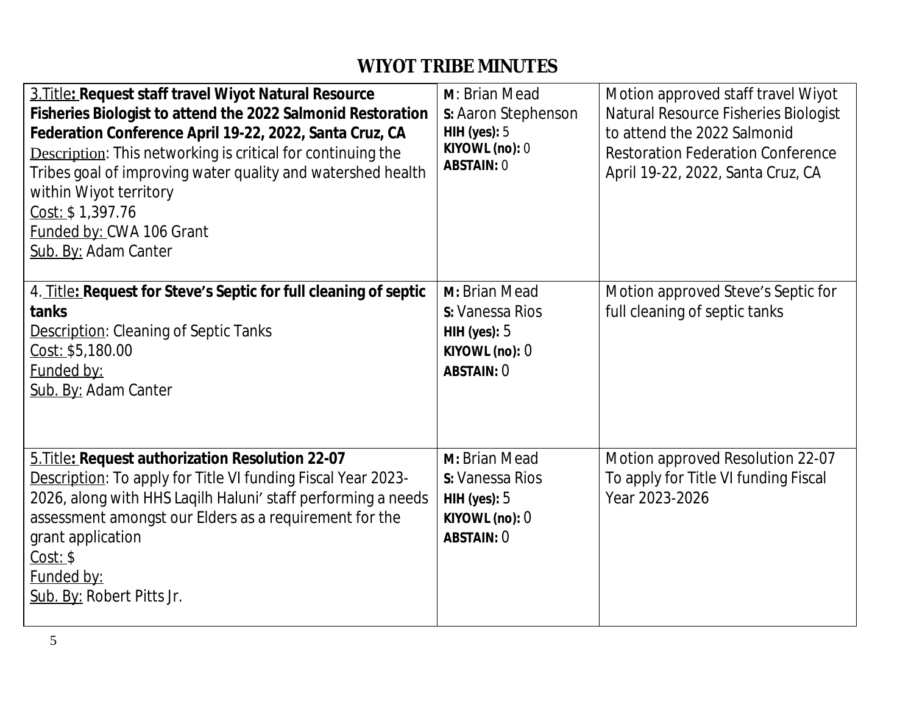# WIYOT TRIBE MINUTES

| | | |
|---|---|---|
| 3.Title**: Request staff travel Wiyot Natural Resource Fisheries Biologist to attend the 2022 Salmonid Restoration Federation Conference April 19-22, 2022, Santa Cruz, CA**<br>Description: This networking is critical for continuing the Tribes goal of improving water quality and watershed health within Wiyot territory<br>Cost: $ 1,397.76<br>Funded by: CWA 106 Grant<br>Sub. By: Adam Canter | **M**: Brian Mead<br>**S:** Aaron Stephenson<br>**HIH (yes):** 5<br>**KIYOWL (no):** 0<br>**ABSTAIN:** 0 | Motion approved staff travel Wiyot Natural Resource Fisheries Biologist to attend the 2022 Salmonid Restoration Federation Conference April 19-22, 2022, Santa Cruz, CA |
| 4. Title**: Request for Steve's Septic for full cleaning of septic tanks**<br>Description: Cleaning of Septic Tanks<br>Cost: $5,180.00<br>Funded by:<br>Sub. By: Adam Canter | **M:** Brian Mead<br>**S:** Vanessa Rios<br>**HIH (yes):** 5<br>**KIYOWL (no):** 0<br>**ABSTAIN:** 0 | Motion approved Steve's Septic for full cleaning of septic tanks |
| 5.Title**: Request authorization Resolution 22-07**<br>Description: To apply for Title VI funding Fiscal Year 2023-2026, along with HHS Laqilh Haluni' staff performing a needs assessment amongst our Elders as a requirement for the grant application<br>Cost: $<br>Funded by:<br>Sub. By: Robert Pitts Jr. | **M:** Brian Mead<br>**S:** Vanessa Rios<br>**HIH (yes):** 5<br>**KIYOWL (no):** 0<br>**ABSTAIN:** 0 | Motion approved Resolution 22-07 To apply for Title VI funding Fiscal Year 2023-2026 |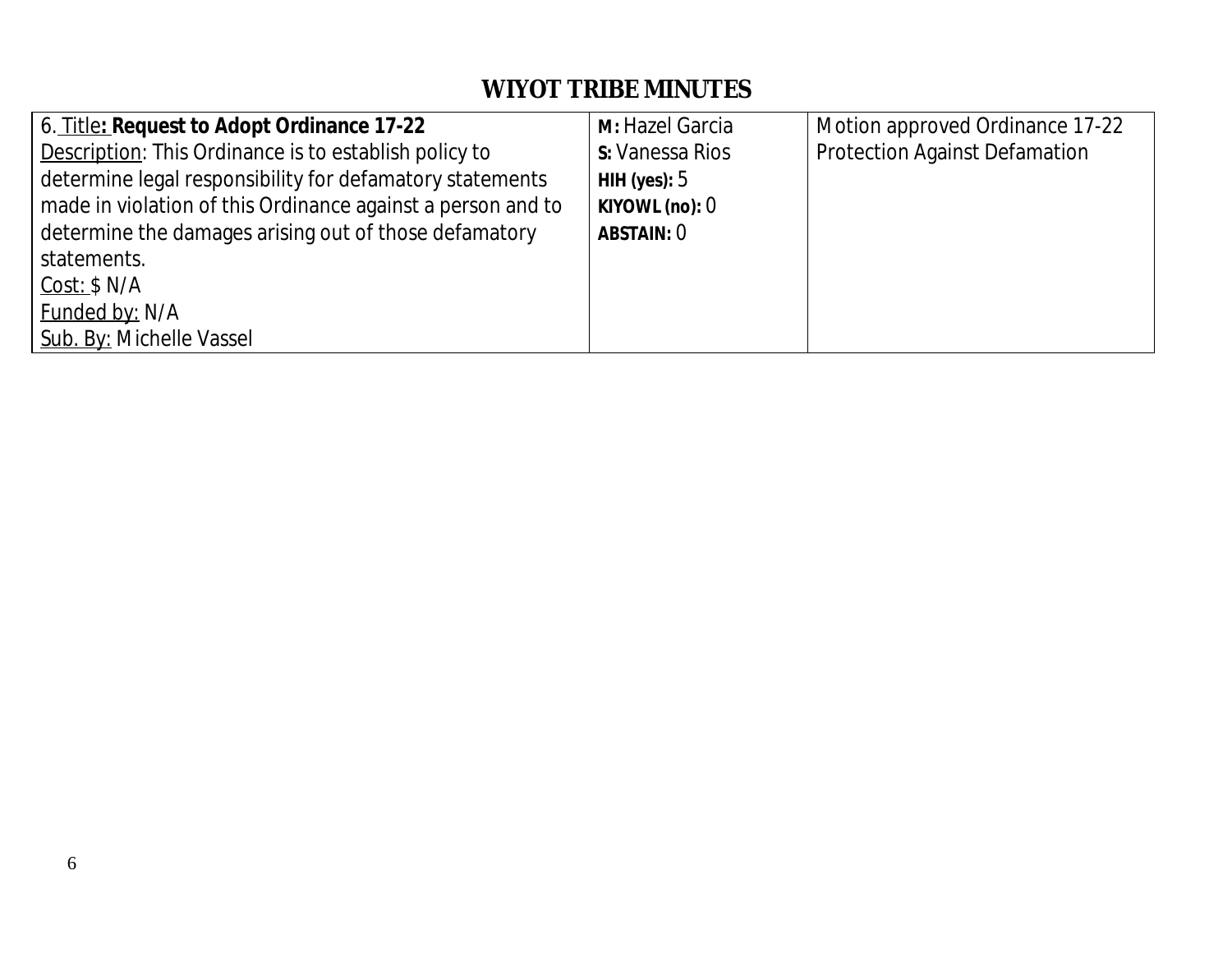# WIYOT TRIBE MINUTES

| | | |
|---|---|---|
| 6. Title**: Request to Adopt Ordinance 17-22**<br>Description: This Ordinance is to establish policy to determine legal responsibility for defamatory statements made in violation of this Ordinance against a person and to determine the damages arising out of those defamatory statements.<br>Cost: $ N/A<br>Funded by: N/A<br>Sub. By: Michelle Vassel | **M:** Hazel Garcia<br>**S:** Vanessa Rios<br>**HIH (yes):** 5<br>**KIYOWL (no):** 0<br>**ABSTAIN:** 0 | Motion approved Ordinance 17-22 Protection Against Defamation |